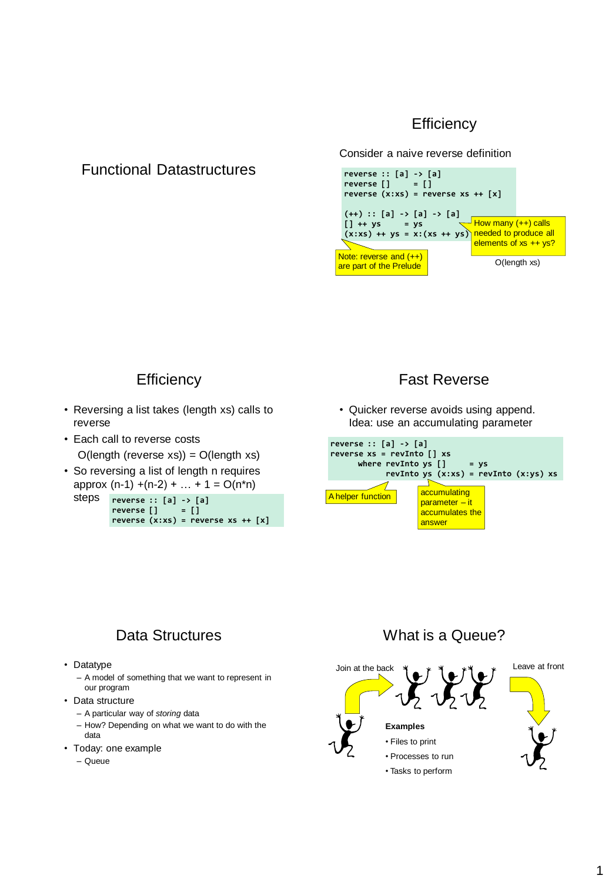# Functional Datastructures

## Efficiency

Consider a naive reverse definition

```
reverse :: [a] -> [a]
reverse []     = []
reverse (x:xs) = reverse xs ++ [x]

(++) :: [a] -> [a] -> [a]
[] ++ ys       = ys
(x:xs) ++ ys = x:(xs ++ ys)
```

Note: reverse and (++) are part of the Prelude

How many (++) calls needed to produce all elements of xs ++ ys?

O(length xs)

## Efficiency

- Reversing a list takes (length xs) calls to reverse
- Each call to reverse costs

  O(length (reverse xs)) = O(length xs)
- So reversing a list of length n requires approx (n-1) +(n-2) + … + 1 = O(n*n) steps

```
reverse :: [a] -> [a]
reverse []     = []
reverse (x:xs) = reverse xs ++ [x]
```

## Fast Reverse

- Quicker reverse avoids using append. Idea: use an accumulating parameter

```
reverse :: [a] -> [a]
reverse xs = revInto [] xs
      where revInto ys []     = ys
            revInto ys (x:xs) = revInto (x:ys) xs
```

A helper function

accumulating parameter – it accumulates the answer

## Data Structures

- Datatype
  - A model of something that we want to represent in our program
- Data structure
  - A particular way of *storing* data
  - How? Depending on what we want to do with the data
- Today: one example
  - Queue

## What is a Queue?

Join at the back

Leave at front

**Examples**

- Files to print
- Processes to run
- Tasks to perform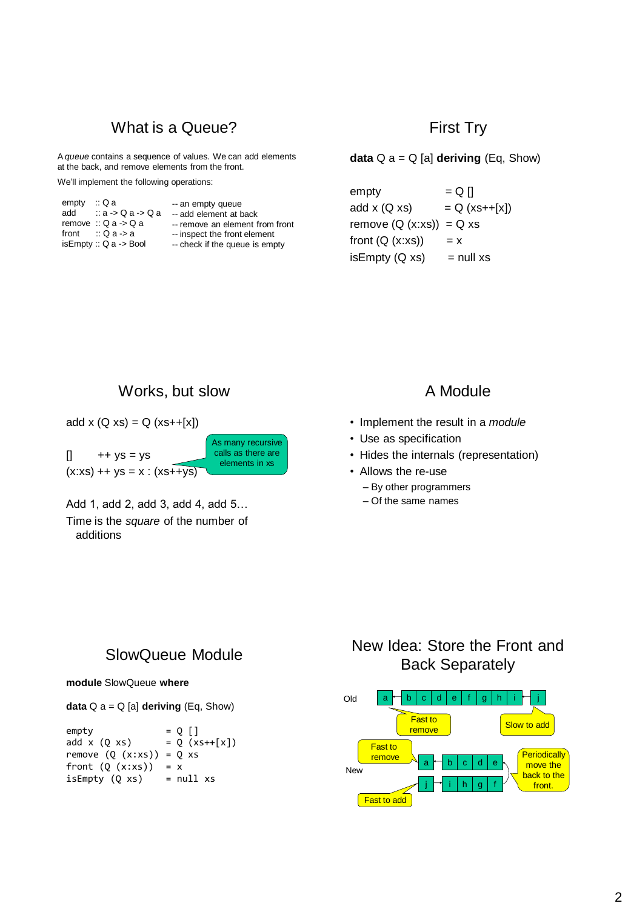## What is a Queue?

A *queue* contains a sequence of values. We can add elements at the back, and remove elements from the front.

We'll implement the following operations:

```
empty   :: Q a               -- an empty queue
add     :: a -> Q a -> Q a   -- add element at back
remove  :: Q a -> Q a        -- remove an element from front
front   :: Q a -> a          -- inspect the front element
isEmpty :: Q a -> Bool       -- check if the queue is empty
```

## First Try

```
data Q a = Q [a] deriving (Eq, Show)

empty              = Q []
add x (Q xs)       = Q (xs++[x])
remove (Q (x:xs))  = Q xs
front (Q (x:xs))   = x
isEmpty (Q xs)     = null xs
```

## Works, but slow

```
add x (Q xs) = Q (xs++[x])

[]     ++ ys = ys
(x:xs) ++ ys = x : (xs++ys)
```

As many recursive calls as there are elements in xs

Add 1, add 2, add 3, add 4, add 5…

Time is the *square* of the number of additions

## A Module

- Implement the result in a *module*
- Use as specification
- Hides the internals (representation)
- Allows the re-use
  - By other programmers
  - Of the same names

## SlowQueue Module

```
module SlowQueue where

data Q a = Q [a] deriving (Eq, Show)

empty              = Q []
add x (Q xs)       = Q (xs++[x])
remove (Q (x:xs))  = Q xs
front (Q (x:xs))   = x
isEmpty (Q xs)     = null xs
```

## New Idea: Store the Front and Back Separately

Old: a b c d e f g h i j — Fast to remove (front); Slow to add (back)

New: front a b c d e — Fast to remove; back j i h g f — Fast to add; Periodically move the back to the front.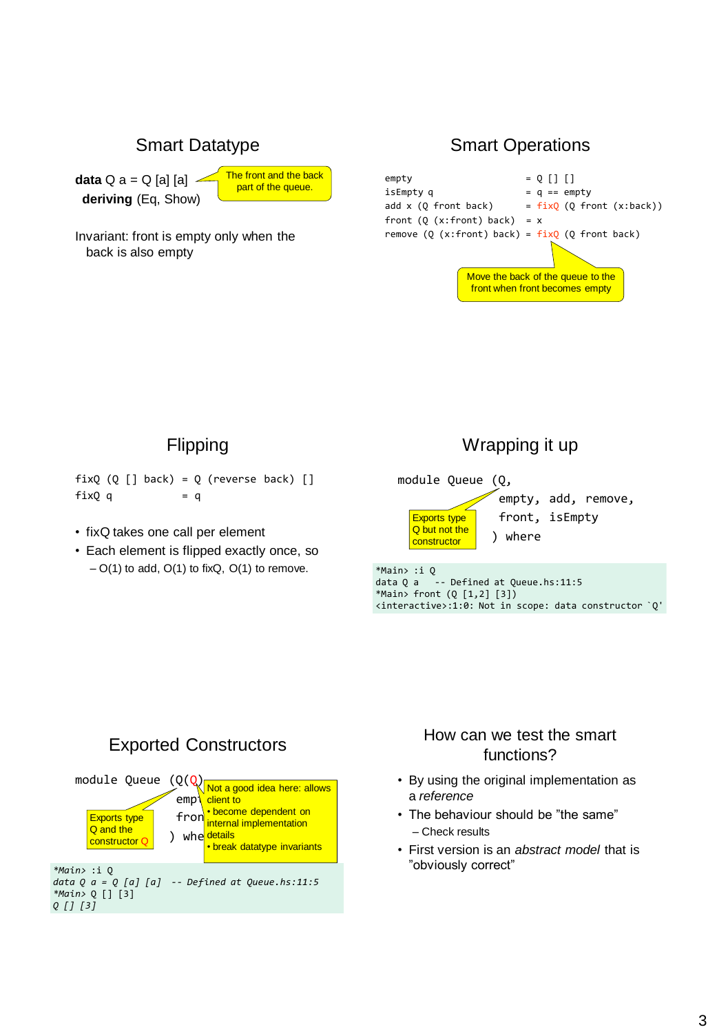## Smart Datatype

**data** Q a = Q [a] [a]
**deriving** (Eq, Show)

> The front and the back part of the queue.

Invariant: front is empty only when the back is also empty

## Smart Operations

```
empty                      = Q [] []
isEmpty q                  = q == empty
add x (Q front back)       = fixQ (Q front (x:back))
front (Q (x:front) back)   = x
remove (Q (x:front) back)  = fixQ (Q front back)
```

> Move the back of the queue to the front when front becomes empty

## Flipping

```
fixQ (Q [] back)  = Q (reverse back) []
fixQ q            = q
```

- fixQ takes one call per element
- Each element is flipped exactly once, so
  - O(1) to add, O(1) to fixQ, O(1) to remove.

## Wrapping it up

```
module Queue (Q,
             empty, add, remove,
             front, isEmpty
            ) where
```

> Exports type Q but not the constructor

```
*Main> :i Q
data Q a    -- Defined at Queue.hs:11:5
*Main> front (Q [1,2] [3])
<interactive>:1:0: Not in scope: data constructor `Q'
```

## Exported Constructors

```
module Queue (Q(Q),
             empty, ...
             front, ...
            ) where
```

> Exports type Q and the constructor Q

> Not a good idea here: allows client to
> - become dependent on internal implementation details
> - break datatype invariants

```
*Main> :i Q
data Q a = Q [a] [a]  -- Defined at Queue.hs:11:5
*Main> Q [] [3]
Q [] [3]
```

## How can we test the smart functions?

- By using the original implementation as a *reference*
- The behaviour should be "the same"
  - Check results
- First version is an *abstract model* that is "obviously correct"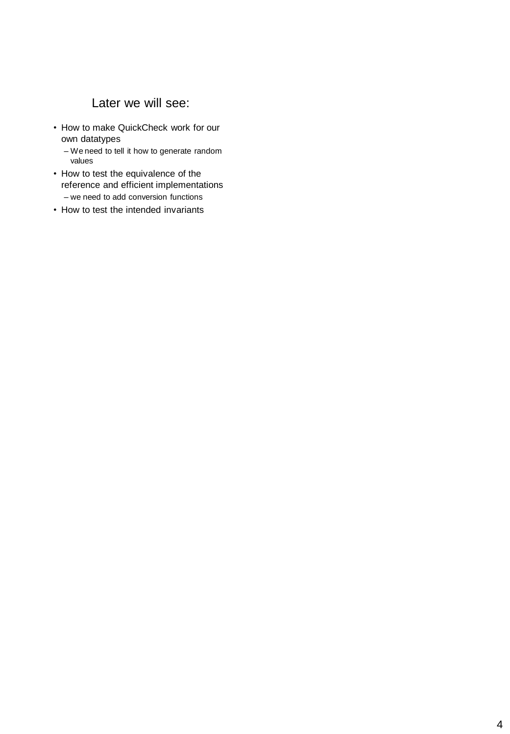## Later we will see:

- How to make QuickCheck work for our own datatypes
  - We need to tell it how to generate random values
- How to test the equivalence of the reference and efficient implementations
  - we need to add conversion functions
- How to test the intended invariants